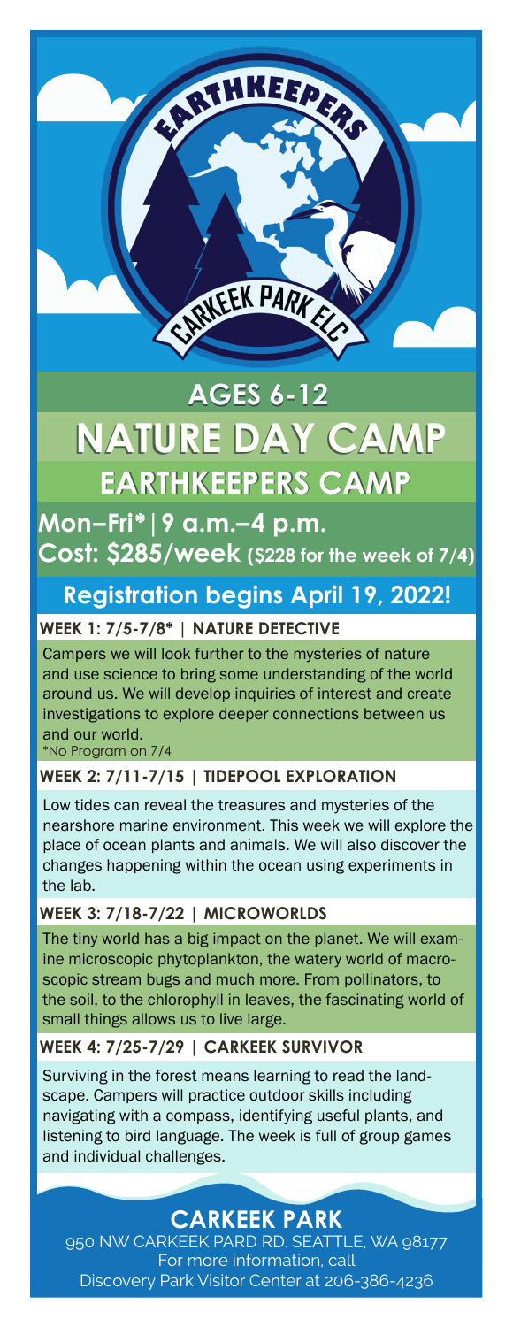# AGES 6-12

# NATURE DAY CAMP

## EARTHKEEPERS CAMP

**Mon–Fri* | 9 a.m.–4 p.m.**

**Cost: $285/week ($228 for the week of 7/4)**

## Registration begins April 19, 2022!

### WEEK 1: 7/5-7/8* | NATURE DETECTIVE

Campers we will look further to the mysteries of nature and use science to bring some understanding of the world around us. We will develop inquiries of interest and create investigations to explore deeper connections between us and our world.

*No Program on 7/4

### WEEK 2: 7/11-7/15 | TIDEPOOL EXPLORATION

Low tides can reveal the treasures and mysteries of the nearshore marine environment. This week we will explore the place of ocean plants and animals. We will also discover the changes happening within the ocean using experiments in the lab.

### WEEK 3: 7/18-7/22 | MICROWORLDS

The tiny world has a big impact on the planet. We will examine microscopic phytoplankton, the watery world of macroscopic stream bugs and much more. From pollinators, to the soil, to the chlorophyll in leaves, the fascinating world of small things allows us to live large.

### WEEK 4: 7/25-7/29 | CARKEEK SURVIVOR

Surviving in the forest means learning to read the landscape. Campers will practice outdoor skills including navigating with a compass, identifying useful plants, and listening to bird language. The week is full of group games and individual challenges.

## CARKEEK PARK

950 NW CARKEEK PARD RD. SEATTLE, WA 98177

For more information, call

Discovery Park Visitor Center at 206-386-4236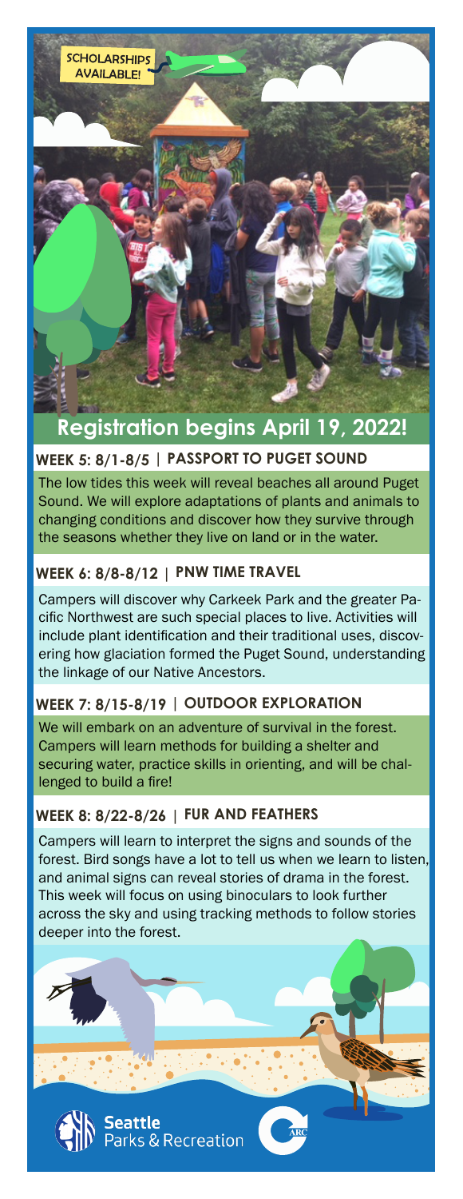SCHOLARSHIPS AVAILABLE!

## Registration begins April 19, 2022!

### WEEK 5: 8/1-8/5 | PASSPORT TO PUGET SOUND

The low tides this week will reveal beaches all around Puget Sound. We will explore adaptations of plants and animals to changing conditions and discover how they survive through the seasons whether they live on land or in the water.

### WEEK 6: 8/8-8/12 | PNW TIME TRAVEL

Campers will discover why Carkeek Park and the greater Pacific Northwest are such special places to live. Activities will include plant identification and their traditional uses, discovering how glaciation formed the Puget Sound, understanding the linkage of our Native Ancestors.

### WEEK 7: 8/15-8/19 | OUTDOOR EXPLORATION

We will embark on an adventure of survival in the forest. Campers will learn methods for building a shelter and securing water, practice skills in orienting, and will be challenged to build a fire!

### WEEK 8: 8/22-8/26 | FUR AND FEATHERS

Campers will learn to interpret the signs and sounds of the forest. Bird songs have a lot to tell us when we learn to listen, and animal signs can reveal stories of drama in the forest. This week will focus on using binoculars to look further across the sky and using tracking methods to follow stories deeper into the forest.

Seattle Parks & Recreation

ARC